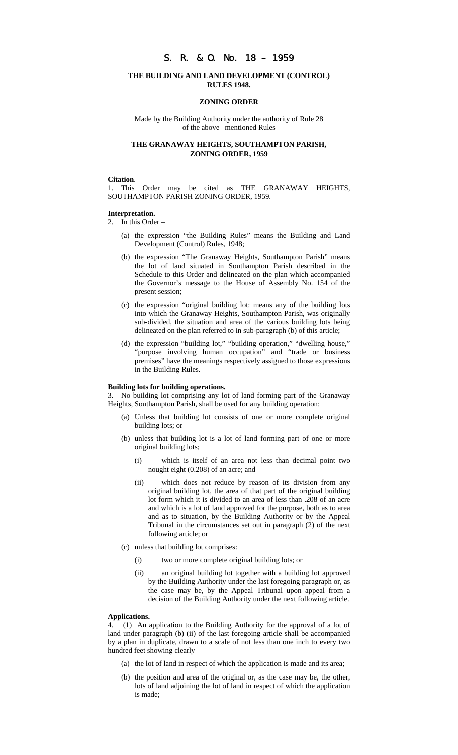# S. R. & O. No. 18 – 1959

## THE BUILDING AND LAND DEVELOPMENT (CONTROL) RULES 1948.

### ZONING ORDER

Made by the Building Authority under the authority of Rule 28 of the above –mentioned Rules

### THE GRANAWAY HEIGHTS, SOUTHAMPTON PARISH, ZONING ORDER, 1959

**Citation**.

1. This Order may be cited as THE GRANAWAY HEIGHTS, SOUTHAMPTON PARISH ZONING ORDER, 1959.

**Interpretation.**

2. In this Order –

   (a) the expression "the Building Rules" means the Building and Land Development (Control) Rules, 1948;

   (b) the expression "The Granaway Heights, Southampton Parish" means the lot of land situated in Southampton Parish described in the Schedule to this Order and delineated on the plan which accompanied the Governor's message to the House of Assembly No. 154 of the present session;

   (c) the expression "original building lot: means any of the building lots into which the Granaway Heights, Southampton Parish, was originally sub-divided, the situation and area of the various building lots being delineated on the plan referred to in sub-paragraph (b) of this article;

   (d) the expression "building lot," "building operation," "dwelling house," "purpose involving human occupation" and "trade or business premises" have the meanings respectively assigned to those expressions in the Building Rules.

**Building lots for building operations.**

3. No building lot comprising any lot of land forming part of the Granaway Heights, Southampton Parish, shall be used for any building operation:

   (a) Unless that building lot consists of one or more complete original building lots; or

   (b) unless that building lot is a lot of land forming part of one or more original building lots;

      (i) which is itself of an area not less than decimal point two nought eight (0.208) of an acre; and

      (ii) which does not reduce by reason of its division from any original building lot, the area of that part of the original building lot form which it is divided to an area of less than .208 of an acre and which is a lot of land approved for the purpose, both as to area and as to situation, by the Building Authority or by the Appeal Tribunal in the circumstances set out in paragraph (2) of the next following article; or

   (c) unless that building lot comprises:

      (i) two or more complete original building lots; or

      (ii) an original building lot together with a building lot approved by the Building Authority under the last foregoing paragraph or, as the case may be, by the Appeal Tribunal upon appeal from a decision of the Building Authority under the next following article.

**Applications.**

4. (1) An application to the Building Authority for the approval of a lot of land under paragraph (b) (ii) of the last foregoing article shall be accompanied by a plan in duplicate, drawn to a scale of not less than one inch to every two hundred feet showing clearly –

   (a) the lot of land in respect of which the application is made and its area;

   (b) the position and area of the original or, as the case may be, the other, lots of land adjoining the lot of land in respect of which the application is made;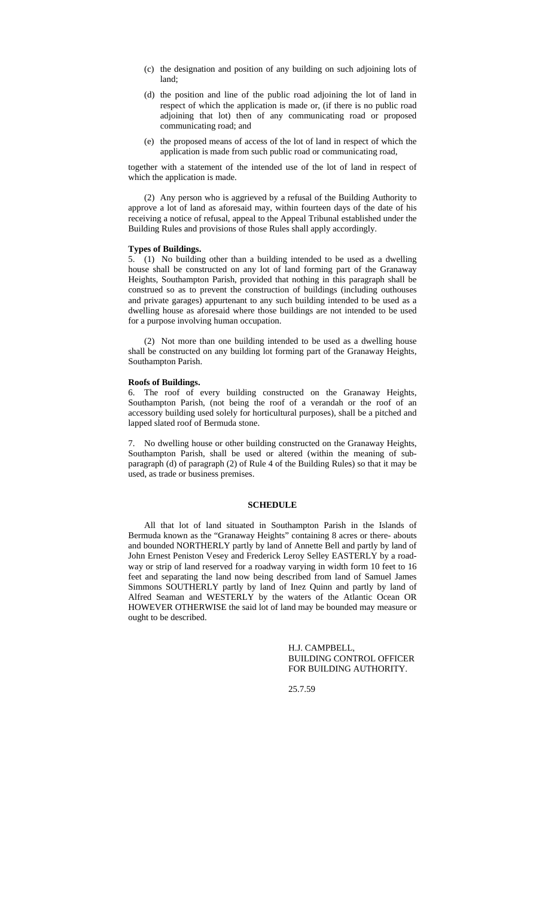(c) the designation and position of any building on such adjoining lots of land;

(d) the position and line of the public road adjoining the lot of land in respect of which the application is made or, (if there is no public road adjoining that lot) then of any communicating road or proposed communicating road; and

(e) the proposed means of access of the lot of land in respect of which the application is made from such public road or communicating road,

together with a statement of the intended use of the lot of land in respect of which the application is made.

(2) Any person who is aggrieved by a refusal of the Building Authority to approve a lot of land as aforesaid may, within fourteen days of the date of his receiving a notice of refusal, appeal to the Appeal Tribunal established under the Building Rules and provisions of those Rules shall apply accordingly.

**Types of Buildings.**

5. (1) No building other than a building intended to be used as a dwelling house shall be constructed on any lot of land forming part of the Granaway Heights, Southampton Parish, provided that nothing in this paragraph shall be construed so as to prevent the construction of buildings (including outhouses and private garages) appurtenant to any such building intended to be used as a dwelling house as aforesaid where those buildings are not intended to be used for a purpose involving human occupation.

(2) Not more than one building intended to be used as a dwelling house shall be constructed on any building lot forming part of the Granaway Heights, Southampton Parish.

**Roofs of Buildings.**

6. The roof of every building constructed on the Granaway Heights, Southampton Parish, (not being the roof of a verandah or the roof of an accessory building used solely for horticultural purposes), shall be a pitched and lapped slated roof of Bermuda stone.

7. No dwelling house or other building constructed on the Granaway Heights, Southampton Parish, shall be used or altered (within the meaning of sub-paragraph (d) of paragraph (2) of Rule 4 of the Building Rules) so that it may be used, as trade or business premises.

**SCHEDULE**

All that lot of land situated in Southampton Parish in the Islands of Bermuda known as the "Granaway Heights" containing 8 acres or there- abouts and bounded NORTHERLY partly by land of Annette Bell and partly by land of John Ernest Peniston Vesey and Frederick Leroy Selley EASTERLY by a road-way or strip of land reserved for a roadway varying in width form 10 feet to 16 feet and separating the land now being described from land of Samuel James Simmons SOUTHERLY partly by land of Inez Quinn and partly by land of Alfred Seaman and WESTERLY by the waters of the Atlantic Ocean OR HOWEVER OTHERWISE the said lot of land may be bounded may measure or ought to be described.

H.J. CAMPBELL,
BUILDING CONTROL OFFICER
FOR BUILDING AUTHORITY.

25.7.59